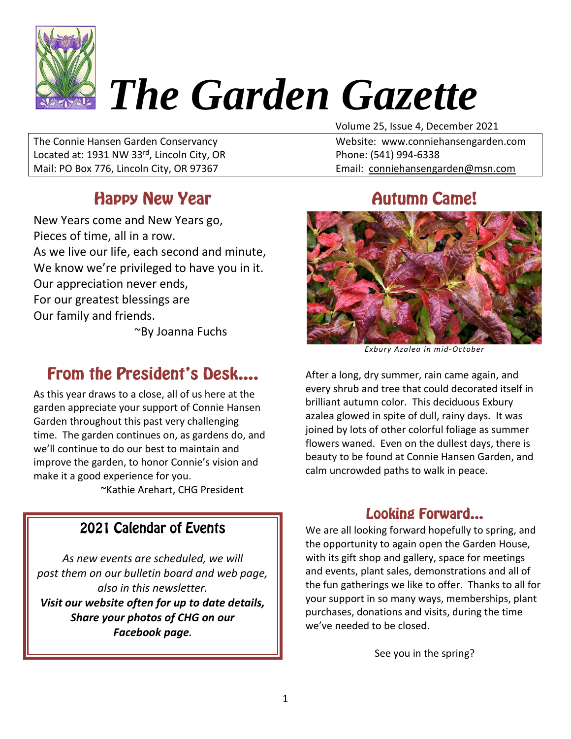# The Garden Gazette

Volume 25, Issue 4, December 2021

The Connie Hansen Garden Conservancy
Located at: 1931 NW 33rd, Lincoln City, OR
Mail: PO Box 776, Lincoln City, OR 97367

Website: www.conniehansengarden.com
Phone: (541) 994-6338
Email: conniehansengarden@msn.com

## Happy New Year

New Years come and New Years go,
Pieces of time, all in a row.
As we live our life, each second and minute,
We know we're privileged to have you in it.
Our appreciation never ends,
For our greatest blessings are
Our family and friends.

~By Joanna Fuchs

## From the President's Desk....

As this year draws to a close, all of us here at the garden appreciate your support of Connie Hansen Garden throughout this past very challenging time. The garden continues on, as gardens do, and we'll continue to do our best to maintain and improve the garden, to honor Connie's vision and make it a good experience for you.

~Kathie Arehart, CHG President

## 2021 Calendar of Events

*As new events are scheduled, we will post them on our bulletin board and web page, also in this newsletter.*

***Visit our website often for up to date details, Share your photos of CHG on our Facebook page.***

## Autumn Came!

*Exbury Azalea in mid-October*

After a long, dry summer, rain came again, and every shrub and tree that could decorated itself in brilliant autumn color. This deciduous Exbury azalea glowed in spite of dull, rainy days. It was joined by lots of other colorful foliage as summer flowers waned. Even on the dullest days, there is beauty to be found at Connie Hansen Garden, and calm uncrowded paths to walk in peace.

## Looking Forward...

We are all looking forward hopefully to spring, and the opportunity to again open the Garden House, with its gift shop and gallery, space for meetings and events, plant sales, demonstrations and all of the fun gatherings we like to offer. Thanks to all for your support in so many ways, memberships, plant purchases, donations and visits, during the time we've needed to be closed.

See you in the spring?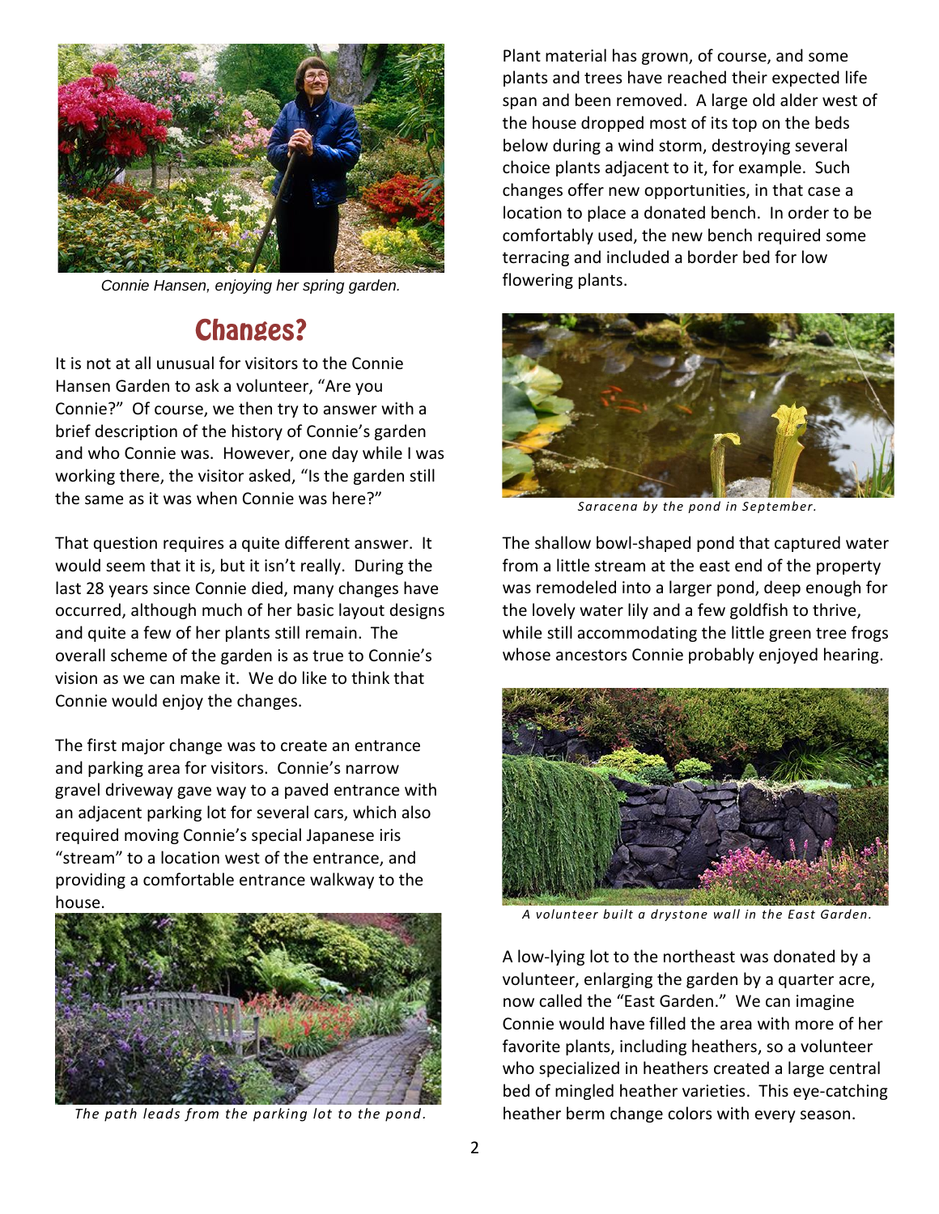Connie Hansen, enjoying her spring garden.

## Changes?

It is not at all unusual for visitors to the Connie Hansen Garden to ask a volunteer, "Are you Connie?" Of course, we then try to answer with a brief description of the history of Connie's garden and who Connie was. However, one day while I was working there, the visitor asked, "Is the garden still the same as it was when Connie was here?"

That question requires a quite different answer. It would seem that it is, but it isn't really. During the last 28 years since Connie died, many changes have occurred, although much of her basic layout designs and quite a few of her plants still remain. The overall scheme of the garden is as true to Connie's vision as we can make it. We do like to think that Connie would enjoy the changes.

The first major change was to create an entrance and parking area for visitors. Connie's narrow gravel driveway gave way to a paved entrance with an adjacent parking lot for several cars, which also required moving Connie's special Japanese iris "stream" to a location west of the entrance, and providing a comfortable entrance walkway to the house.

*The path leads from the parking lot to the pond.*

Plant material has grown, of course, and some plants and trees have reached their expected life span and been removed. A large old alder west of the house dropped most of its top on the beds below during a wind storm, destroying several choice plants adjacent to it, for example. Such changes offer new opportunities, in that case a location to place a donated bench. In order to be comfortably used, the new bench required some terracing and included a border bed for low flowering plants.

*Saracena by the pond in September.*

The shallow bowl-shaped pond that captured water from a little stream at the east end of the property was remodeled into a larger pond, deep enough for the lovely water lily and a few goldfish to thrive, while still accommodating the little green tree frogs whose ancestors Connie probably enjoyed hearing.

*A volunteer built a drystone wall in the East Garden.*

A low-lying lot to the northeast was donated by a volunteer, enlarging the garden by a quarter acre, now called the "East Garden." We can imagine Connie would have filled the area with more of her favorite plants, including heathers, so a volunteer who specialized in heathers created a large central bed of mingled heather varieties. This eye-catching heather berm change colors with every season.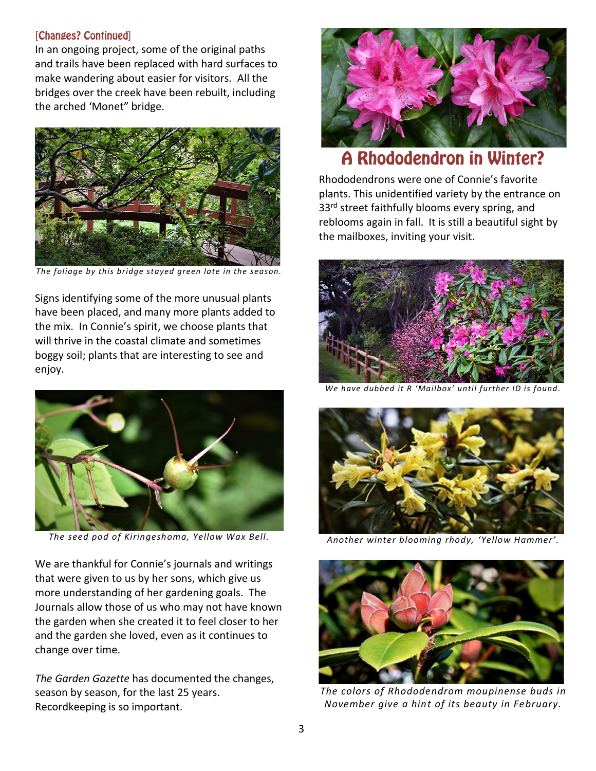### [Changes? Continued]

In an ongoing project, some of the original paths and trails have been replaced with hard surfaces to make wandering about easier for visitors. All the bridges over the creek have been rebuilt, including the arched 'Monet" bridge.

*The foliage by this bridge stayed green late in the season.*

Signs identifying some of the more unusual plants have been placed, and many more plants added to the mix. In Connie's spirit, we choose plants that will thrive in the coastal climate and sometimes boggy soil; plants that are interesting to see and enjoy.

*The seed pod of Kiringeshoma, Yellow Wax Bell.*

We are thankful for Connie's journals and writings that were given to us by her sons, which give us more understanding of her gardening goals. The Journals allow those of us who may not have known the garden when she created it to feel closer to her and the garden she loved, even as it continues to change over time.

*The Garden Gazette* has documented the changes, season by season, for the last 25 years. Recordkeeping is so important.

## A Rhododendron in Winter?

Rhododendrons were one of Connie's favorite plants. This unidentified variety by the entrance on 33rd street faithfully blooms every spring, and reblooms again in fall. It is still a beautiful sight by the mailboxes, inviting your visit.

*We have dubbed it R 'Mailbox' until further ID is found.*

*Another winter blooming rhody, 'Yellow Hammer'.*

*The colors of Rhododendrom moupinense buds in November give a hint of its beauty in February.*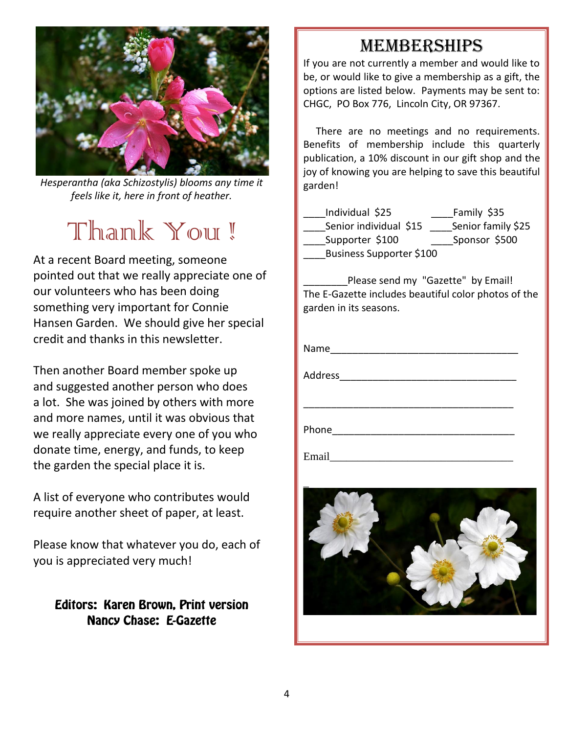*Hesperantha (aka Schizostylis) blooms any time it feels like it, here in front of heather.*

# Thank You !

At a recent Board meeting, someone pointed out that we really appreciate one of our volunteers who has been doing something very important for Connie Hansen Garden. We should give her special credit and thanks in this newsletter.

Then another Board member spoke up and suggested another person who does a lot. She was joined by others with more and more names, until it was obvious that we really appreciate every one of you who donate time, energy, and funds, to keep the garden the special place it is.

A list of everyone who contributes would require another sheet of paper, at least.

Please know that whatever you do, each of you is appreciated very much!

**Editors: Karen Brown, Print version**
**Nancy Chase: E-Gazette**

## MEMBERSHIPS

If you are not currently a member and would like to be, or would like to give a membership as a gift, the options are listed below. Payments may be sent to: CHGC, PO Box 776, Lincoln City, OR 97367.

There are no meetings and no requirements. Benefits of membership include this quarterly publication, a 10% discount in our gift shop and the joy of knowing you are helping to save this beautiful garden!

____Individual $25 ____Family $35
____Senior individual $15 ____Senior family $25
____Supporter $100 ____Sponsor $500
____Business Supporter $100

________Please send my "Gazette" by Email!
The E-Gazette includes beautiful color photos of the garden in its seasons.

Name_________________________________

Address_______________________________

_____________________________________

Phone________________________________

Email_________________________________